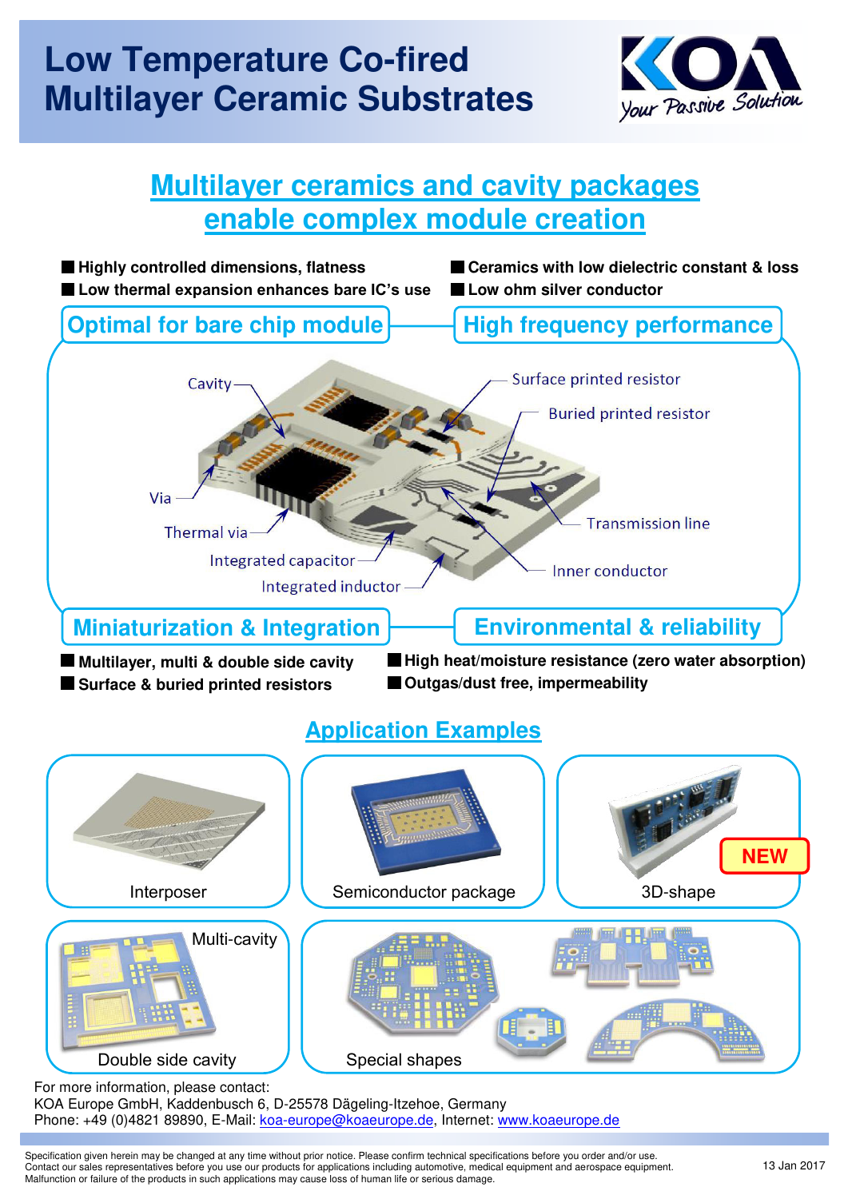# Low Temperature Co-fired Multilayer Ceramic Substrates

KOA — Your Passive Solution

## Multilayer ceramics and cavity packages enable complex module creation

- Highly controlled dimensions, flatness
- Low thermal expansion enhances bare IC's use
- Ceramics with low dielectric constant & loss
- Low ohm silver conductor

### Optimal for bare chip module

### High frequency performance

Cavity

Surface printed resistor

Buried printed resistor

Via

Thermal via

Transmission line

Integrated capacitor

Integrated inductor

Inner conductor

### Miniaturization & Integration

- Multilayer, multi & double side cavity
- Surface & buried printed resistors

### Environmental & reliability

- High heat/moisture resistance (zero water absorption)
- Outgas/dust free, impermeability

## Application Examples

Interposer

Semiconductor package

3D-shape (NEW)

Multi-cavity

Double side cavity

Special shapes

For more information, please contact:
KOA Europe GmbH, Kaddenbusch 6, D-25578 Dägeling-Itzehoe, Germany
Phone: +49 (0)4821 89890, E-Mail: koa-europe@koaeurope.de, Internet: www.koaeurope.de

Specification given herein may be changed at any time without prior notice. Please confirm technical specifications before you order and/or use.
Contact our sales representatives before you use our products for applications including automotive, medical equipment and aerospace equipment.
Malfunction or failure of the products in such applications may cause loss of human life or serious damage.

13 Jan 2017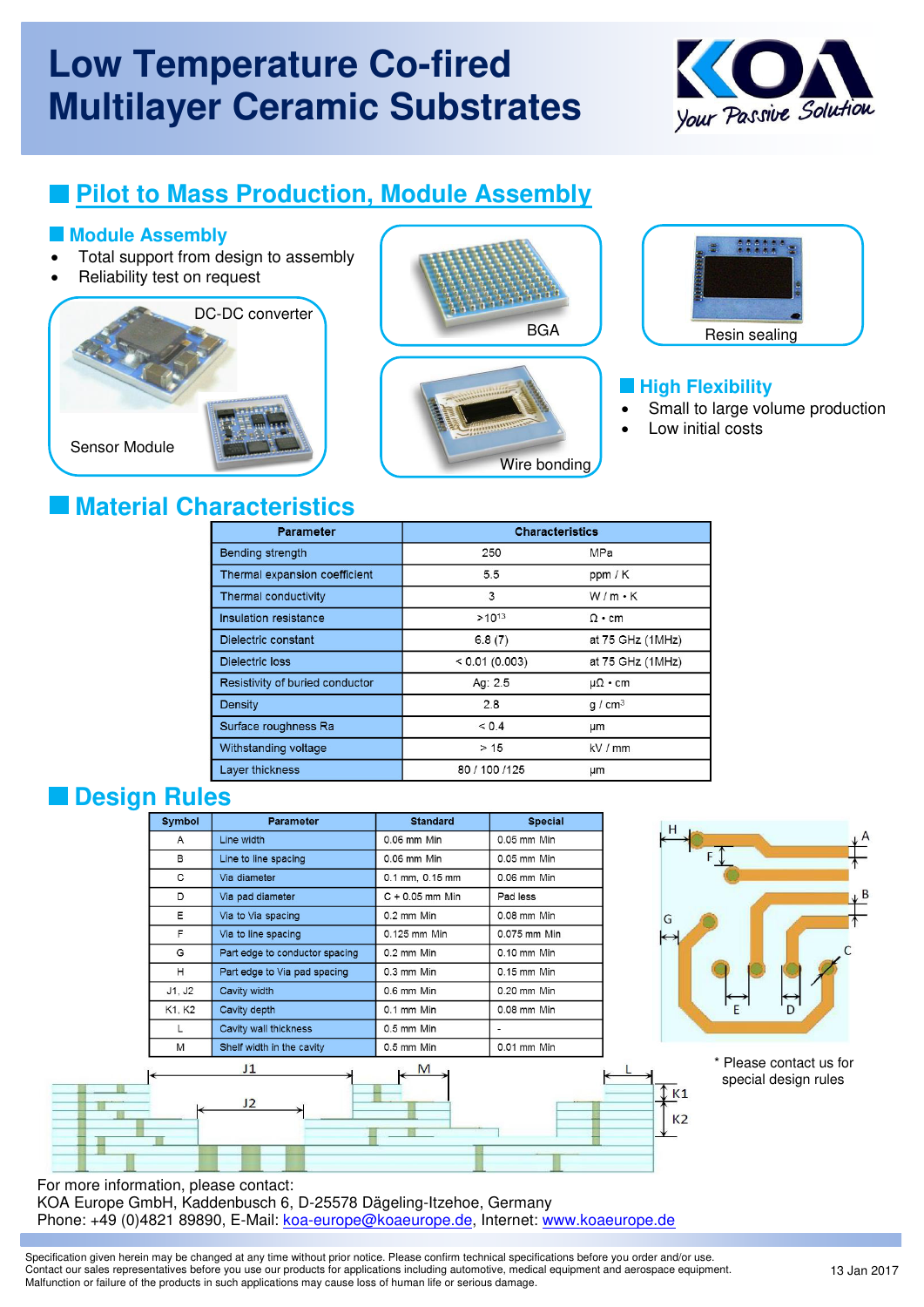# Low Temperature Co-fired Multilayer Ceramic Substrates

KOA Your Passive Solution

## Pilot to Mass Production, Module Assembly

### Module Assembly

- Total support from design to assembly
- Reliability test on request

DC-DC converter

Sensor Module

BGA

Wire bonding

Resin sealing

### High Flexibility

- Small to large volume production
- Low initial costs

## Material Characteristics

| Parameter | Characteristics | |
|---|---|---|
| Bending strength | 250 | MPa |
| Thermal expansion coefficient | 5.5 | ppm / K |
| Thermal conductivity | 3 | W / m • K |
| Insulation resistance | $>10^{13}$ | Ω • cm |
| Dielectric constant | 6.8 (7) | at 75 GHz (1MHz) |
| Dielectric loss | < 0.01 (0.003) | at 75 GHz (1MHz) |
| Resistivity of buried conductor | Ag: 2.5 | μΩ • cm |
| Density | 2.8 | g / cm³ |
| Surface roughness Ra | < 0.4 | μm |
| Withstanding voltage | > 15 | kV / mm |
| Layer thickness | 80 / 100 /125 | μm |

## Design Rules

| Symbol | Parameter | Standard | Special |
|---|---|---|---|
| A | Line width | 0.06 mm Min | 0.05 mm Min |
| B | Line to line spacing | 0.06 mm Min | 0.05 mm Min |
| C | Via diameter | 0.1 mm, 0.15 mm | 0.06 mm Min |
| D | Via pad diameter | C + 0.05 mm Min | Pad less |
| E | Via to Via spacing | 0.2 mm Min | 0.08 mm Min |
| F | Via to line spacing | 0.125 mm Min | 0.075 mm Min |
| G | Part edge to conductor spacing | 0.2 mm Min | 0.10 mm Min |
| H | Part edge to Via pad spacing | 0.3 mm Min | 0.15 mm Min |
| J1, J2 | Cavity width | 0.6 mm Min | 0.20 mm Min |
| K1, K2 | Cavity depth | 0.1 mm Min | 0.08 mm Min |
| L | Cavity wall thickness | 0.5 mm Min | - |
| M | Shelf width in the cavity | 0.5 mm Min | 0.01 mm Min |

H A F B G C E D

J1 M L K1 J2 K2

\* Please contact us for special design rules

For more information, please contact:
KOA Europe GmbH, Kaddenbusch 6, D-25578 Dägeling-Itzehoe, Germany
Phone: +49 (0)4821 89890, E-Mail: koa-europe@koaeurope.de, Internet: www.koaeurope.de

Specification given herein may be changed at any time without prior notice. Please confirm technical specifications before you order and/or use.
Contact our sales representatives before you use our products for applications including automotive, medical equipment and aerospace equipment.
Malfunction or failure of the products in such applications may cause loss of human life or serious damage.

13 Jan 2017